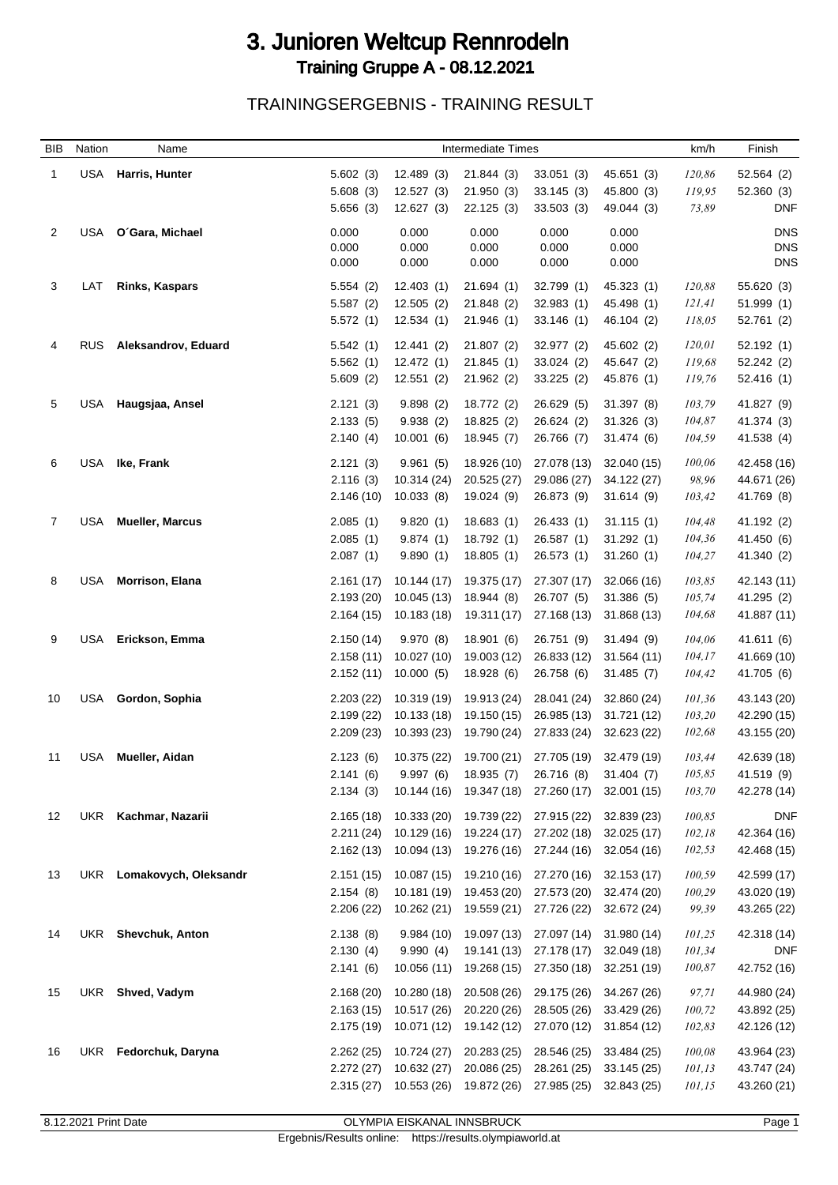# 3. Junioren Weltcup Rennrodeln

## Training Gruppe A - 08.12.2021

### TRAININGSERGEBNIS - TRAINING RESULT

| BIB | Nation | Name | Intermediate Times | | | | | km/h | Finish |
|---|---|---|---|---|---|---|---|---|---|
| 1 | USA | **Harris, Hunter** | 5.602 (3) | 12.489 (3) | 21.844 (3) | 33.051 (3) | 45.651 (3) | *120,86* | 52.564 (2) |
| | | | 5.608 (3) | 12.527 (3) | 21.950 (3) | 33.145 (3) | 45.800 (3) | *119,95* | 52.360 (3) |
| | | | 5.656 (3) | 12.627 (3) | 22.125 (3) | 33.503 (3) | 49.044 (3) | *73,89* | DNF |
| 2 | USA | **O´Gara, Michael** | 0.000 | 0.000 | 0.000 | 0.000 | 0.000 | | DNS |
| | | | 0.000 | 0.000 | 0.000 | 0.000 | 0.000 | | DNS |
| | | | 0.000 | 0.000 | 0.000 | 0.000 | 0.000 | | DNS |
| 3 | LAT | **Rinks, Kaspars** | 5.554 (2) | 12.403 (1) | 21.694 (1) | 32.799 (1) | 45.323 (1) | *120,88* | 55.620 (3) |
| | | | 5.587 (2) | 12.505 (2) | 21.848 (2) | 32.983 (1) | 45.498 (1) | *121,41* | 51.999 (1) |
| | | | 5.572 (1) | 12.534 (1) | 21.946 (1) | 33.146 (1) | 46.104 (2) | *118,05* | 52.761 (2) |
| 4 | RUS | **Aleksandrov, Eduard** | 5.542 (1) | 12.441 (2) | 21.807 (2) | 32.977 (2) | 45.602 (2) | *120,01* | 52.192 (1) |
| | | | 5.562 (1) | 12.472 (1) | 21.845 (1) | 33.024 (2) | 45.647 (2) | *119,68* | 52.242 (2) |
| | | | 5.609 (2) | 12.551 (2) | 21.962 (2) | 33.225 (2) | 45.876 (1) | *119,76* | 52.416 (1) |
| 5 | USA | **Haugsjaa, Ansel** | 2.121 (3) | 9.898 (2) | 18.772 (2) | 26.629 (5) | 31.397 (8) | *103,79* | 41.827 (9) |
| | | | 2.133 (5) | 9.938 (2) | 18.825 (2) | 26.624 (2) | 31.326 (3) | *104,87* | 41.374 (3) |
| | | | 2.140 (4) | 10.001 (6) | 18.945 (7) | 26.766 (7) | 31.474 (6) | *104,59* | 41.538 (4) |
| 6 | USA | **Ike, Frank** | 2.121 (3) | 9.961 (5) | 18.926 (10) | 27.078 (13) | 32.040 (15) | *100,06* | 42.458 (16) |
| | | | 2.116 (3) | 10.314 (24) | 20.525 (27) | 29.086 (27) | 34.122 (27) | *98,96* | 44.671 (26) |
| | | | 2.146 (10) | 10.033 (8) | 19.024 (9) | 26.873 (9) | 31.614 (9) | *103,42* | 41.769 (8) |
| 7 | USA | **Mueller, Marcus** | 2.085 (1) | 9.820 (1) | 18.683 (1) | 26.433 (1) | 31.115 (1) | *104,48* | 41.192 (2) |
| | | | 2.085 (1) | 9.874 (1) | 18.792 (1) | 26.587 (1) | 31.292 (1) | *104,36* | 41.450 (6) |
| | | | 2.087 (1) | 9.890 (1) | 18.805 (1) | 26.573 (1) | 31.260 (1) | *104,27* | 41.340 (2) |
| 8 | USA | **Morrison, Elana** | 2.161 (17) | 10.144 (17) | 19.375 (17) | 27.307 (17) | 32.066 (16) | *103,85* | 42.143 (11) |
| | | | 2.193 (20) | 10.045 (13) | 18.944 (8) | 26.707 (5) | 31.386 (5) | *105,74* | 41.295 (2) |
| | | | 2.164 (15) | 10.183 (18) | 19.311 (17) | 27.168 (13) | 31.868 (13) | *104,68* | 41.887 (11) |
| 9 | USA | **Erickson, Emma** | 2.150 (14) | 9.970 (8) | 18.901 (6) | 26.751 (9) | 31.494 (9) | *104,06* | 41.611 (6) |
| | | | 2.158 (11) | 10.027 (10) | 19.003 (12) | 26.833 (12) | 31.564 (11) | *104,17* | 41.669 (10) |
| | | | 2.152 (11) | 10.000 (5) | 18.928 (6) | 26.758 (6) | 31.485 (7) | *104,42* | 41.705 (6) |
| 10 | USA | **Gordon, Sophia** | 2.203 (22) | 10.319 (19) | 19.913 (24) | 28.041 (24) | 32.860 (24) | *101,36* | 43.143 (20) |
| | | | 2.199 (22) | 10.133 (18) | 19.150 (15) | 26.985 (13) | 31.721 (12) | *103,20* | 42.290 (15) |
| | | | 2.209 (23) | 10.393 (23) | 19.790 (24) | 27.833 (24) | 32.623 (22) | *102,68* | 43.155 (20) |
| 11 | USA | **Mueller, Aidan** | 2.123 (6) | 10.375 (22) | 19.700 (21) | 27.705 (19) | 32.479 (19) | *103,44* | 42.639 (18) |
| | | | 2.141 (6) | 9.997 (6) | 18.935 (7) | 26.716 (8) | 31.404 (7) | *105,85* | 41.519 (9) |
| | | | 2.134 (3) | 10.144 (16) | 19.347 (18) | 27.260 (17) | 32.001 (15) | *103,70* | 42.278 (14) |
| 12 | UKR | **Kachmar, Nazarii** | 2.165 (18) | 10.333 (20) | 19.739 (22) | 27.915 (22) | 32.839 (23) | *100,85* | DNF |
| | | | 2.211 (24) | 10.129 (16) | 19.224 (17) | 27.202 (18) | 32.025 (17) | *102,18* | 42.364 (16) |
| | | | 2.162 (13) | 10.094 (13) | 19.276 (16) | 27.244 (16) | 32.054 (16) | *102,53* | 42.468 (15) |
| 13 | UKR | **Lomakovych, Oleksandr** | 2.151 (15) | 10.087 (15) | 19.210 (16) | 27.270 (16) | 32.153 (17) | *100,59* | 42.599 (17) |
| | | | 2.154 (8) | 10.181 (19) | 19.453 (20) | 27.573 (20) | 32.474 (20) | *100,29* | 43.020 (19) |
| | | | 2.206 (22) | 10.262 (21) | 19.559 (21) | 27.726 (22) | 32.672 (24) | *99,39* | 43.265 (22) |
| 14 | UKR | **Shevchuk, Anton** | 2.138 (8) | 9.984 (10) | 19.097 (13) | 27.097 (14) | 31.980 (14) | *101,25* | 42.318 (14) |
| | | | 2.130 (4) | 9.990 (4) | 19.141 (13) | 27.178 (17) | 32.049 (18) | *101,34* | DNF |
| | | | 2.141 (6) | 10.056 (11) | 19.268 (15) | 27.350 (18) | 32.251 (19) | *100,87* | 42.752 (16) |
| 15 | UKR | **Shved, Vadym** | 2.168 (20) | 10.280 (18) | 20.508 (26) | 29.175 (26) | 34.267 (26) | *97,71* | 44.980 (24) |
| | | | 2.163 (15) | 10.517 (26) | 20.220 (26) | 28.505 (26) | 33.429 (26) | *100,72* | 43.892 (25) |
| | | | 2.175 (19) | 10.071 (12) | 19.142 (12) | 27.070 (12) | 31.854 (12) | *102,83* | 42.126 (12) |
| 16 | UKR | **Fedorchuk, Daryna** | 2.262 (25) | 10.724 (27) | 20.283 (25) | 28.546 (25) | 33.484 (25) | *100,08* | 43.964 (23) |
| | | | 2.272 (27) | 10.632 (27) | 20.086 (25) | 28.261 (25) | 33.145 (25) | *101,13* | 43.747 (24) |
| | | | 2.315 (27) | 10.553 (26) | 19.872 (26) | 27.985 (25) | 32.843 (25) | *101,15* | 43.260 (21) |

8.12.2021 Print Date — OLYMPIA EISKANAL INNSBRUCK

Ergebnis/Results online: https://results.olympiaworld.at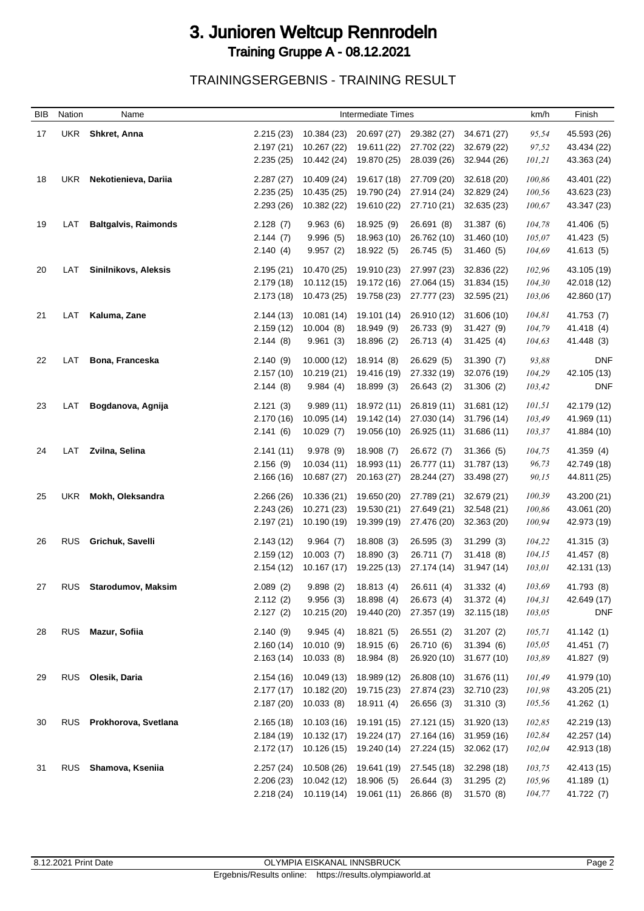# 3. Junioren Weltcup Rennrodeln

## Training Gruppe A - 08.12.2021

### TRAININGSERGEBNIS - TRAINING RESULT

| BIB | Nation | Name | Intermediate Times | | | | | km/h | Finish |
|---|---|---|---|---|---|---|---|---|---|
| 17 | UKR | **Shkret, Anna** | 2.215 (23) | 10.384 (23) | 20.697 (27) | 29.382 (27) | 34.671 (27) | *95,54* | 45.593 (26) |
| | | | 2.197 (21) | 10.267 (22) | 19.611 (22) | 27.702 (22) | 32.679 (22) | *97,52* | 43.434 (22) |
| | | | 2.235 (25) | 10.442 (24) | 19.870 (25) | 28.039 (26) | 32.944 (26) | *101,21* | 43.363 (24) |
| 18 | UKR | **Nekotienieva, Dariia** | 2.287 (27) | 10.409 (24) | 19.617 (18) | 27.709 (20) | 32.618 (20) | *100,86* | 43.401 (22) |
| | | | 2.235 (25) | 10.435 (25) | 19.790 (24) | 27.914 (24) | 32.829 (24) | *100,56* | 43.623 (23) |
| | | | 2.293 (26) | 10.382 (22) | 19.610 (22) | 27.710 (21) | 32.635 (23) | *100,67* | 43.347 (23) |
| 19 | LAT | **Baltgalvis, Raimonds** | 2.128 (7) | 9.963 (6) | 18.925 (9) | 26.691 (8) | 31.387 (6) | *104,78* | 41.406 (5) |
| | | | 2.144 (7) | 9.996 (5) | 18.963 (10) | 26.762 (10) | 31.460 (10) | *105,07* | 41.423 (5) |
| | | | 2.140 (4) | 9.957 (2) | 18.922 (5) | 26.745 (5) | 31.460 (5) | *104,69* | 41.613 (5) |
| 20 | LAT | **Sinilnikovs, Aleksis** | 2.195 (21) | 10.470 (25) | 19.910 (23) | 27.997 (23) | 32.836 (22) | *102,96* | 43.105 (19) |
| | | | 2.179 (18) | 10.112 (15) | 19.172 (16) | 27.064 (15) | 31.834 (15) | *104,30* | 42.018 (12) |
| | | | 2.173 (18) | 10.473 (25) | 19.758 (23) | 27.777 (23) | 32.595 (21) | *103,06* | 42.860 (17) |
| 21 | LAT | **Kaluma, Zane** | 2.144 (13) | 10.081 (14) | 19.101 (14) | 26.910 (12) | 31.606 (10) | *104,81* | 41.753 (7) |
| | | | 2.159 (12) | 10.004 (8) | 18.949 (9) | 26.733 (9) | 31.427 (9) | *104,79* | 41.418 (4) |
| | | | 2.144 (8) | 9.961 (3) | 18.896 (2) | 26.713 (4) | 31.425 (4) | *104,63* | 41.448 (3) |
| 22 | LAT | **Bona, Franceska** | 2.140 (9) | 10.000 (12) | 18.914 (8) | 26.629 (5) | 31.390 (7) | *93,88* | DNF |
| | | | 2.157 (10) | 10.219 (21) | 19.416 (19) | 27.332 (19) | 32.076 (19) | *104,29* | 42.105 (13) |
| | | | 2.144 (8) | 9.984 (4) | 18.899 (3) | 26.643 (2) | 31.306 (2) | *103,42* | DNF |
| 23 | LAT | **Bogdanova, Agnija** | 2.121 (3) | 9.989 (11) | 18.972 (11) | 26.819 (11) | 31.681 (12) | *101,51* | 42.179 (12) |
| | | | 2.170 (16) | 10.095 (14) | 19.142 (14) | 27.030 (14) | 31.796 (14) | *103,49* | 41.969 (11) |
| | | | 2.141 (6) | 10.029 (7) | 19.056 (10) | 26.925 (11) | 31.686 (11) | *103,37* | 41.884 (10) |
| 24 | LAT | **Zvilna, Selina** | 2.141 (11) | 9.978 (9) | 18.908 (7) | 26.672 (7) | 31.366 (5) | *104,75* | 41.359 (4) |
| | | | 2.156 (9) | 10.034 (11) | 18.993 (11) | 26.777 (11) | 31.787 (13) | *96,73* | 42.749 (18) |
| | | | 2.166 (16) | 10.687 (27) | 20.163 (27) | 28.244 (27) | 33.498 (27) | *90,15* | 44.811 (25) |
| 25 | UKR | **Mokh, Oleksandra** | 2.266 (26) | 10.336 (21) | 19.650 (20) | 27.789 (21) | 32.679 (21) | *100,39* | 43.200 (21) |
| | | | 2.243 (26) | 10.271 (23) | 19.530 (21) | 27.649 (21) | 32.548 (21) | *100,86* | 43.061 (20) |
| | | | 2.197 (21) | 10.190 (19) | 19.399 (19) | 27.476 (20) | 32.363 (20) | *100,94* | 42.973 (19) |
| 26 | RUS | **Grichuk, Savelli** | 2.143 (12) | 9.964 (7) | 18.808 (3) | 26.595 (3) | 31.299 (3) | *104,22* | 41.315 (3) |
| | | | 2.159 (12) | 10.003 (7) | 18.890 (3) | 26.711 (7) | 31.418 (8) | *104,15* | 41.457 (8) |
| | | | 2.154 (12) | 10.167 (17) | 19.225 (13) | 27.174 (14) | 31.947 (14) | *103,01* | 42.131 (13) |
| 27 | RUS | **Starodumov, Maksim** | 2.089 (2) | 9.898 (2) | 18.813 (4) | 26.611 (4) | 31.332 (4) | *103,69* | 41.793 (8) |
| | | | 2.112 (2) | 9.956 (3) | 18.898 (4) | 26.673 (4) | 31.372 (4) | *104,31* | 42.649 (17) |
| | | | 2.127 (2) | 10.215 (20) | 19.440 (20) | 27.357 (19) | 32.115 (18) | *103,05* | DNF |
| 28 | RUS | **Mazur, Sofiia** | 2.140 (9) | 9.945 (4) | 18.821 (5) | 26.551 (2) | 31.207 (2) | *105,71* | 41.142 (1) |
| | | | 2.160 (14) | 10.010 (9) | 18.915 (6) | 26.710 (6) | 31.394 (6) | *105,05* | 41.451 (7) |
| | | | 2.163 (14) | 10.033 (8) | 18.984 (8) | 26.920 (10) | 31.677 (10) | *103,89* | 41.827 (9) |
| 29 | RUS | **Olesik, Daria** | 2.154 (16) | 10.049 (13) | 18.989 (12) | 26.808 (10) | 31.676 (11) | *101,49* | 41.979 (10) |
| | | | 2.177 (17) | 10.182 (20) | 19.715 (23) | 27.874 (23) | 32.710 (23) | *101,98* | 43.205 (21) |
| | | | 2.187 (20) | 10.033 (8) | 18.911 (4) | 26.656 (3) | 31.310 (3) | *105,56* | 41.262 (1) |
| 30 | RUS | **Prokhorova, Svetlana** | 2.165 (18) | 10.103 (16) | 19.191 (15) | 27.121 (15) | 31.920 (13) | *102,85* | 42.219 (13) |
| | | | 2.184 (19) | 10.132 (17) | 19.224 (17) | 27.164 (16) | 31.959 (16) | *102,84* | 42.257 (14) |
| | | | 2.172 (17) | 10.126 (15) | 19.240 (14) | 27.224 (15) | 32.062 (17) | *102,04* | 42.913 (18) |
| 31 | RUS | **Shamova, Kseniia** | 2.257 (24) | 10.508 (26) | 19.641 (19) | 27.545 (18) | 32.298 (18) | *103,75* | 42.413 (15) |
| | | | 2.206 (23) | 10.042 (12) | 18.906 (5) | 26.644 (3) | 31.295 (2) | *105,96* | 41.189 (1) |
| | | | 2.218 (24) | 10.119 (14) | 19.061 (11) | 26.866 (8) | 31.570 (8) | *104,77* | 41.722 (7) |

8.12.2021 Print Date — OLYMPIA EISKANAL INNSBRUCK

Ergebnis/Results online: https://results.olympiaworld.at